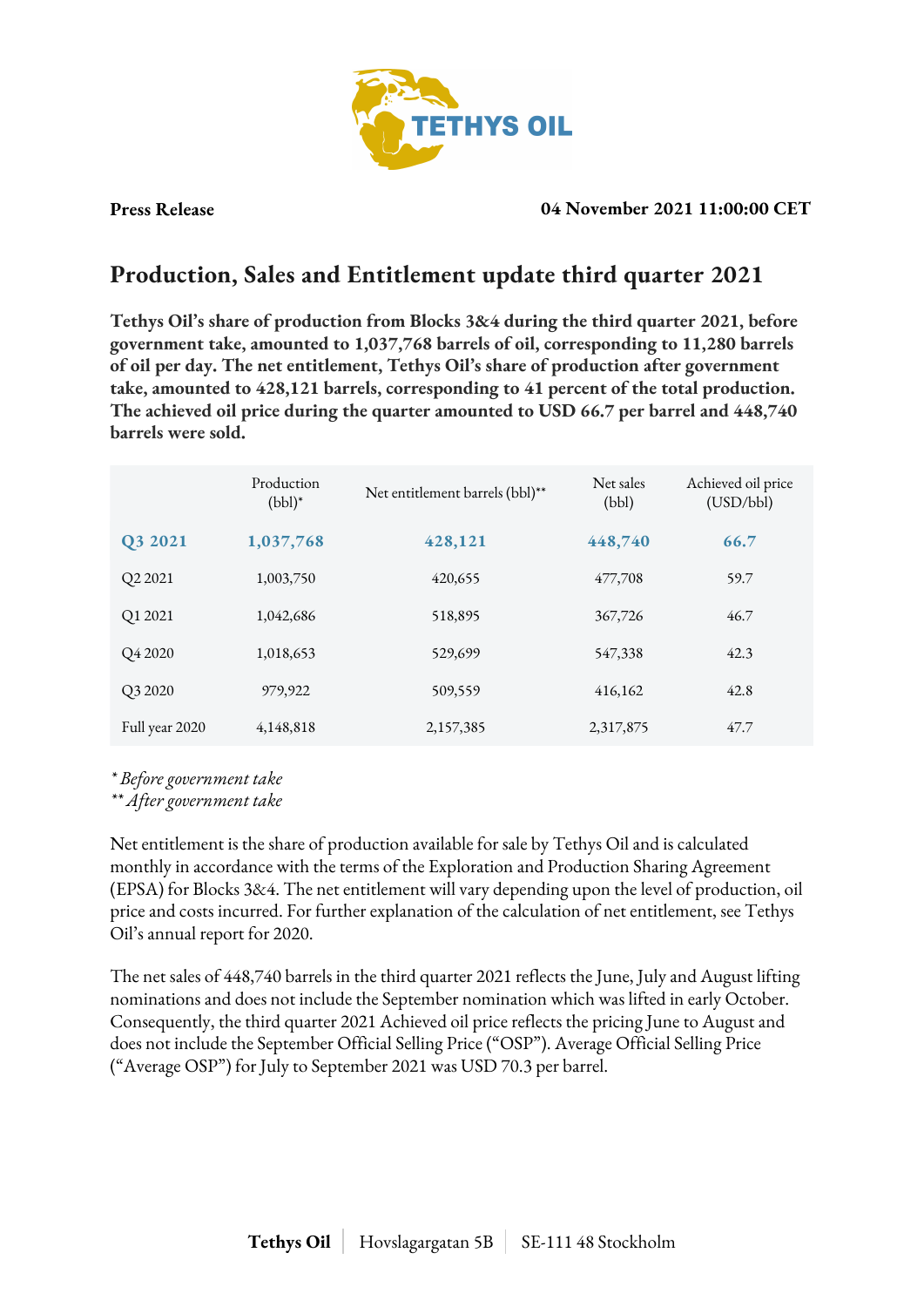**Press Release**

**04 November 2021 11:00:00 CET**

# Production, Sales and Entitlement update third quarter 2021

**Tethys Oil's share of production from Blocks 3&4 during the third quarter 2021, before government take, amounted to 1,037,768 barrels of oil, corresponding to 11,280 barrels of oil per day. The net entitlement, Tethys Oil's share of production after government take, amounted to 428,121 barrels, corresponding to 41 percent of the total production. The achieved oil price during the quarter amounted to USD 66.7 per barrel and 448,740 barrels were sold.**

| | Production (bbl)* | Net entitlement barrels (bbl)** | Net sales (bbl) | Achieved oil price (USD/bbl) |
|---|---|---|---|---|
| **Q3 2021** | **1,037,768** | **428,121** | **448,740** | **66.7** |
| Q2 2021 | 1,003,750 | 420,655 | 477,708 | 59.7 |
| Q1 2021 | 1,042,686 | 518,895 | 367,726 | 46.7 |
| Q4 2020 | 1,018,653 | 529,699 | 547,338 | 42.3 |
| Q3 2020 | 979,922 | 509,559 | 416,162 | 42.8 |
| Full year 2020 | 4,148,818 | 2,157,385 | 2,317,875 | 47.7 |

*\* Before government take*
*\*\* After government take*

Net entitlement is the share of production available for sale by Tethys Oil and is calculated monthly in accordance with the terms of the Exploration and Production Sharing Agreement (EPSA) for Blocks 3&4. The net entitlement will vary depending upon the level of production, oil price and costs incurred. For further explanation of the calculation of net entitlement, see Tethys Oil's annual report for 2020.

The net sales of 448,740 barrels in the third quarter 2021 reflects the June, July and August lifting nominations and does not include the September nomination which was lifted in early October. Consequently, the third quarter 2021 Achieved oil price reflects the pricing June to August and does not include the September Official Selling Price ("OSP"). Average Official Selling Price ("Average OSP") for July to September 2021 was USD 70.3 per barrel.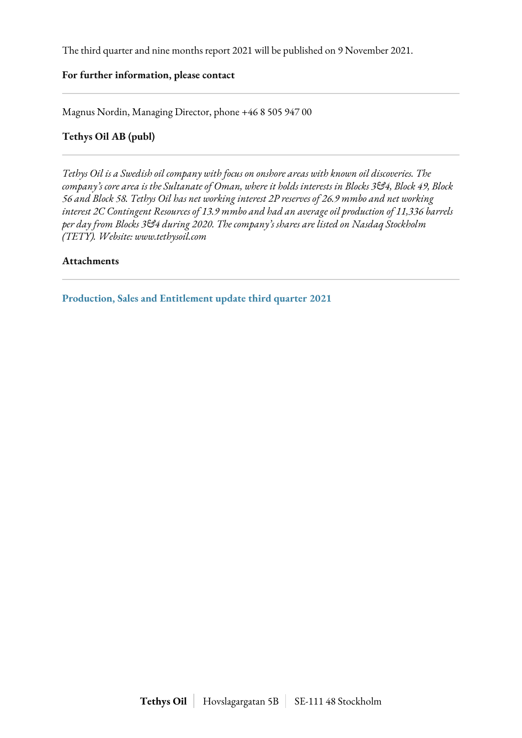The third quarter and nine months report 2021 will be published on 9 November 2021.

**For further information, please contact**

---

Magnus Nordin, Managing Director, phone +46 8 505 947 00

**Tethys Oil AB (publ)**

---

*Tethys Oil is a Swedish oil company with focus on onshore areas with known oil discoveries. The company's core area is the Sultanate of Oman, where it holds interests in Blocks 3&4, Block 49, Block 56 and Block 58. Tethys Oil has net working interest 2P reserves of 26.9 mmbo and net working interest 2C Contingent Resources of 13.9 mmbo and had an average oil production of 11,336 barrels per day from Blocks 3&4 during 2020. The company's shares are listed on Nasdaq Stockholm (TETY). Website: www.tethysoil.com*

**Attachments**

---

**Production, Sales and Entitlement update third quarter 2021**